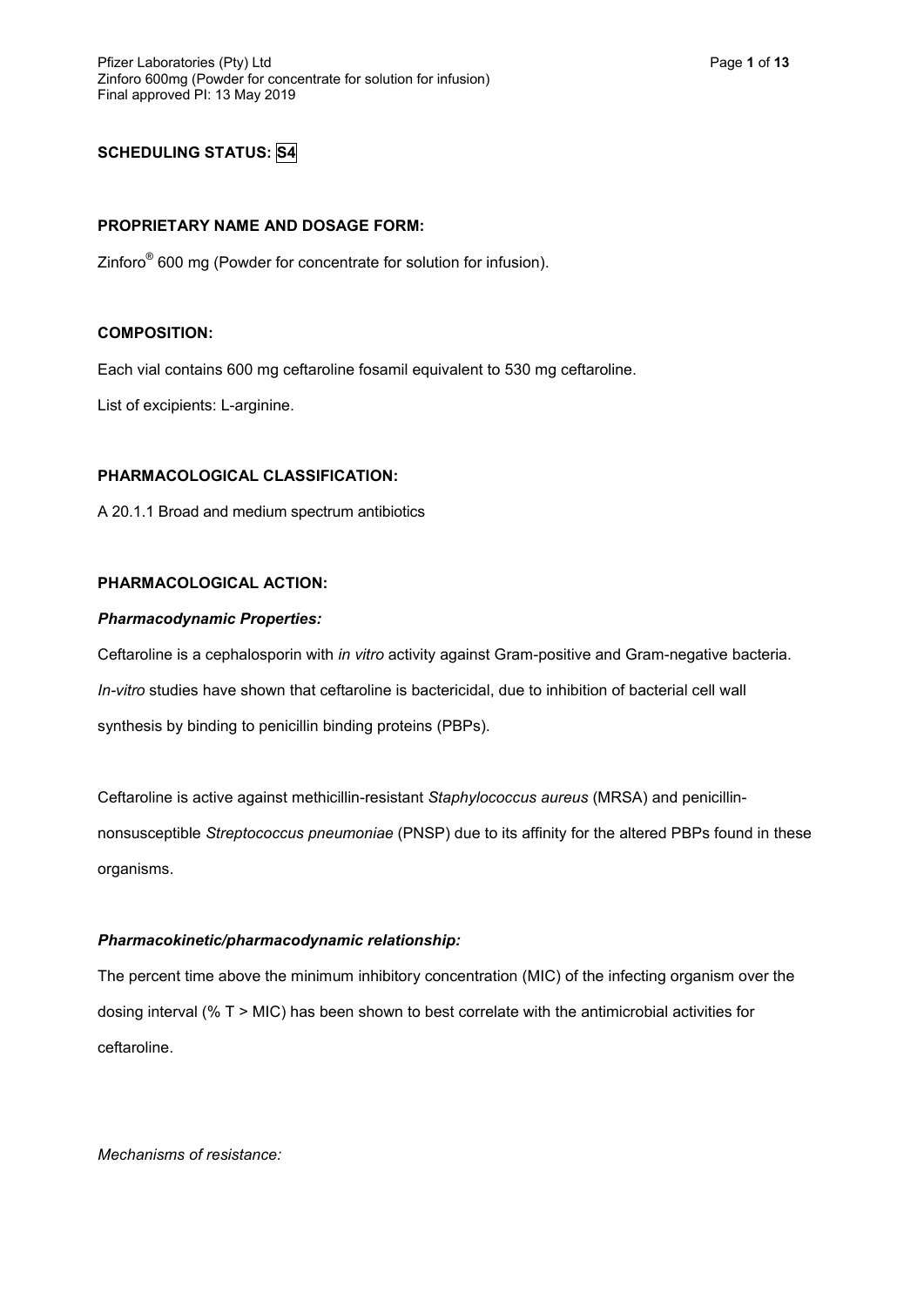**SCHEDULING STATUS:** S4

**PROPRIETARY NAME AND DOSAGE FORM:**

Zinforo® 600 mg (Powder for concentrate for solution for infusion).

**COMPOSITION:**

Each vial contains 600 mg ceftaroline fosamil equivalent to 530 mg ceftaroline.

List of excipients: L-arginine.

**PHARMACOLOGICAL CLASSIFICATION:**

A 20.1.1 Broad and medium spectrum antibiotics

**PHARMACOLOGICAL ACTION:**

***Pharmacodynamic Properties:***

Ceftaroline is a cephalosporin with *in vitro* activity against Gram-positive and Gram-negative bacteria. *In-vitro* studies have shown that ceftaroline is bactericidal, due to inhibition of bacterial cell wall synthesis by binding to penicillin binding proteins (PBPs).

Ceftaroline is active against methicillin-resistant *Staphylococcus aureus* (MRSA) and penicillin-nonsusceptible *Streptococcus pneumoniae* (PNSP) due to its affinity for the altered PBPs found in these organisms.

***Pharmacokinetic/pharmacodynamic relationship:***

The percent time above the minimum inhibitory concentration (MIC) of the infecting organism over the dosing interval (% T > MIC) has been shown to best correlate with the antimicrobial activities for ceftaroline.

*Mechanisms of resistance:*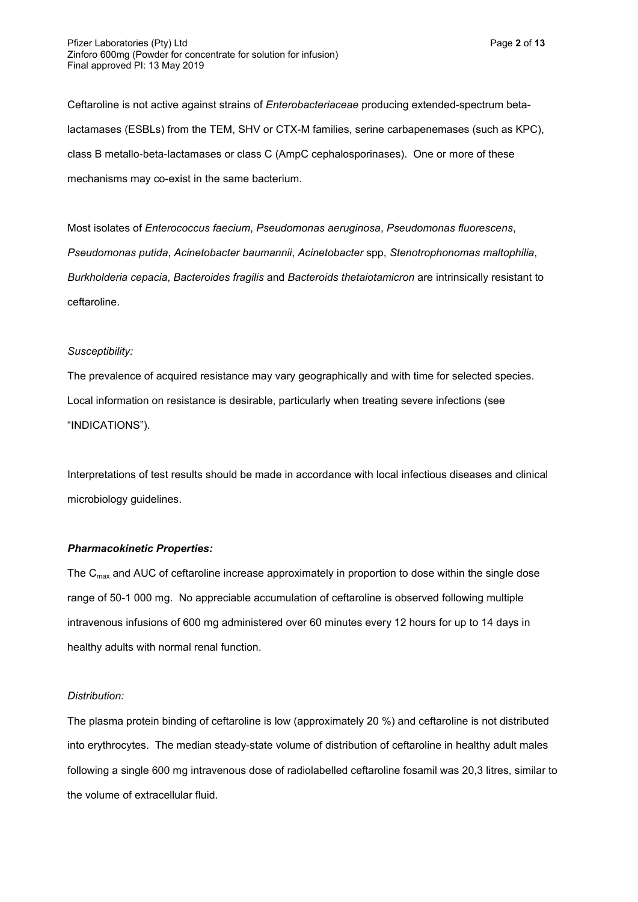Ceftaroline is not active against strains of *Enterobacteriaceae* producing extended-spectrum beta-lactamases (ESBLs) from the TEM, SHV or CTX-M families, serine carbapenemases (such as KPC), class B metallo-beta-lactamases or class C (AmpC cephalosporinases). One or more of these mechanisms may co-exist in the same bacterium.

Most isolates of *Enterococcus faecium*, *Pseudomonas aeruginosa*, *Pseudomonas fluorescens*, *Pseudomonas putida*, *Acinetobacter baumannii*, *Acinetobacter* spp, *Stenotrophonomas maltophilia*, *Burkholderia cepacia*, *Bacteroides fragilis* and *Bacteroids thetaiotamicron* are intrinsically resistant to ceftaroline.

*Susceptibility:*

The prevalence of acquired resistance may vary geographically and with time for selected species. Local information on resistance is desirable, particularly when treating severe infections (see "INDICATIONS").

Interpretations of test results should be made in accordance with local infectious diseases and clinical microbiology guidelines.

***Pharmacokinetic Properties:***

The $C_{max}$ and AUC of ceftaroline increase approximately in proportion to dose within the single dose range of 50-1 000 mg. No appreciable accumulation of ceftaroline is observed following multiple intravenous infusions of 600 mg administered over 60 minutes every 12 hours for up to 14 days in healthy adults with normal renal function.

*Distribution:*

The plasma protein binding of ceftaroline is low (approximately 20 %) and ceftaroline is not distributed into erythrocytes. The median steady-state volume of distribution of ceftaroline in healthy adult males following a single 600 mg intravenous dose of radiolabelled ceftaroline fosamil was 20,3 litres, similar to the volume of extracellular fluid.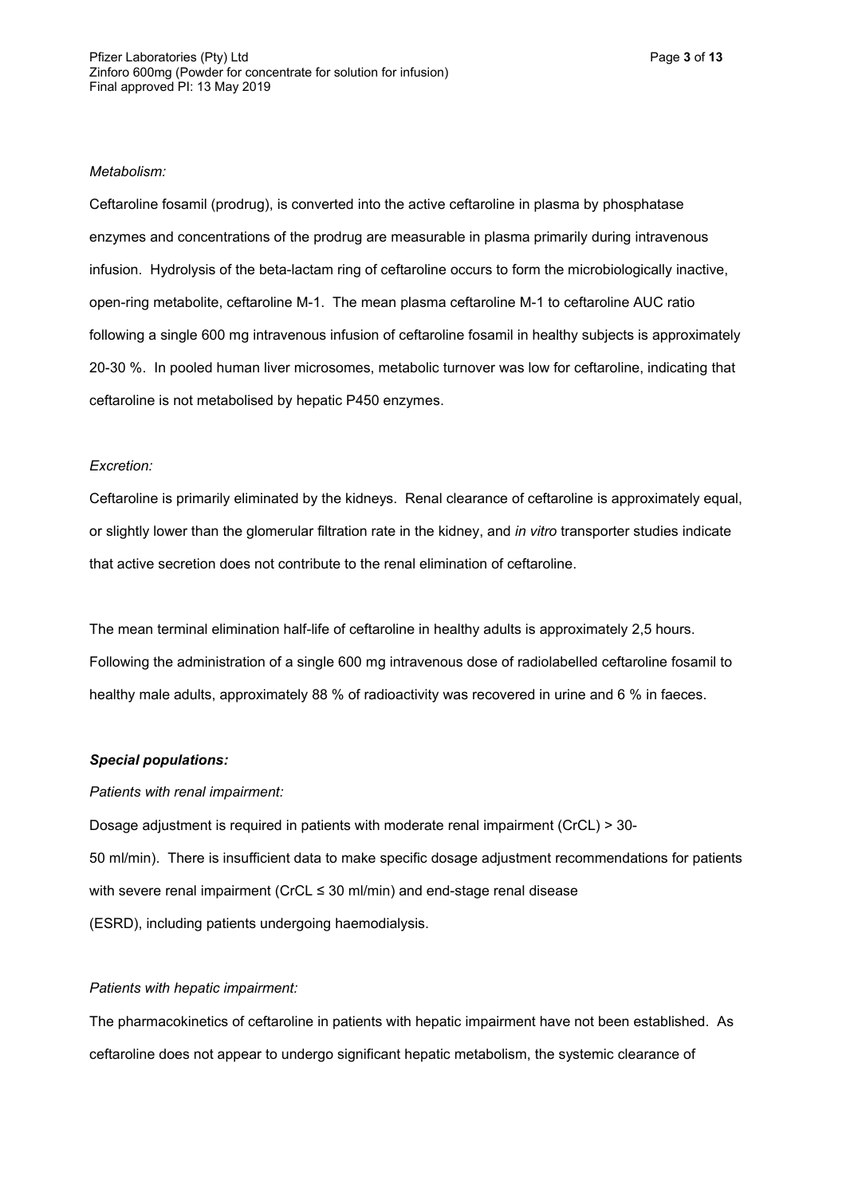*Metabolism:*

Ceftaroline fosamil (prodrug), is converted into the active ceftaroline in plasma by phosphatase enzymes and concentrations of the prodrug are measurable in plasma primarily during intravenous infusion. Hydrolysis of the beta-lactam ring of ceftaroline occurs to form the microbiologically inactive, open-ring metabolite, ceftaroline M-1. The mean plasma ceftaroline M-1 to ceftaroline AUC ratio following a single 600 mg intravenous infusion of ceftaroline fosamil in healthy subjects is approximately 20-30 %. In pooled human liver microsomes, metabolic turnover was low for ceftaroline, indicating that ceftaroline is not metabolised by hepatic P450 enzymes.

*Excretion:*

Ceftaroline is primarily eliminated by the kidneys. Renal clearance of ceftaroline is approximately equal, or slightly lower than the glomerular filtration rate in the kidney, and *in vitro* transporter studies indicate that active secretion does not contribute to the renal elimination of ceftaroline.

The mean terminal elimination half-life of ceftaroline in healthy adults is approximately 2,5 hours. Following the administration of a single 600 mg intravenous dose of radiolabelled ceftaroline fosamil to healthy male adults, approximately 88 % of radioactivity was recovered in urine and 6 % in faeces.

***Special populations:***

*Patients with renal impairment:*

Dosage adjustment is required in patients with moderate renal impairment (CrCL) > 30-50 ml/min). There is insufficient data to make specific dosage adjustment recommendations for patients with severe renal impairment (CrCL ≤ 30 ml/min) and end-stage renal disease (ESRD), including patients undergoing haemodialysis.

*Patients with hepatic impairment:*

The pharmacokinetics of ceftaroline in patients with hepatic impairment have not been established. As ceftaroline does not appear to undergo significant hepatic metabolism, the systemic clearance of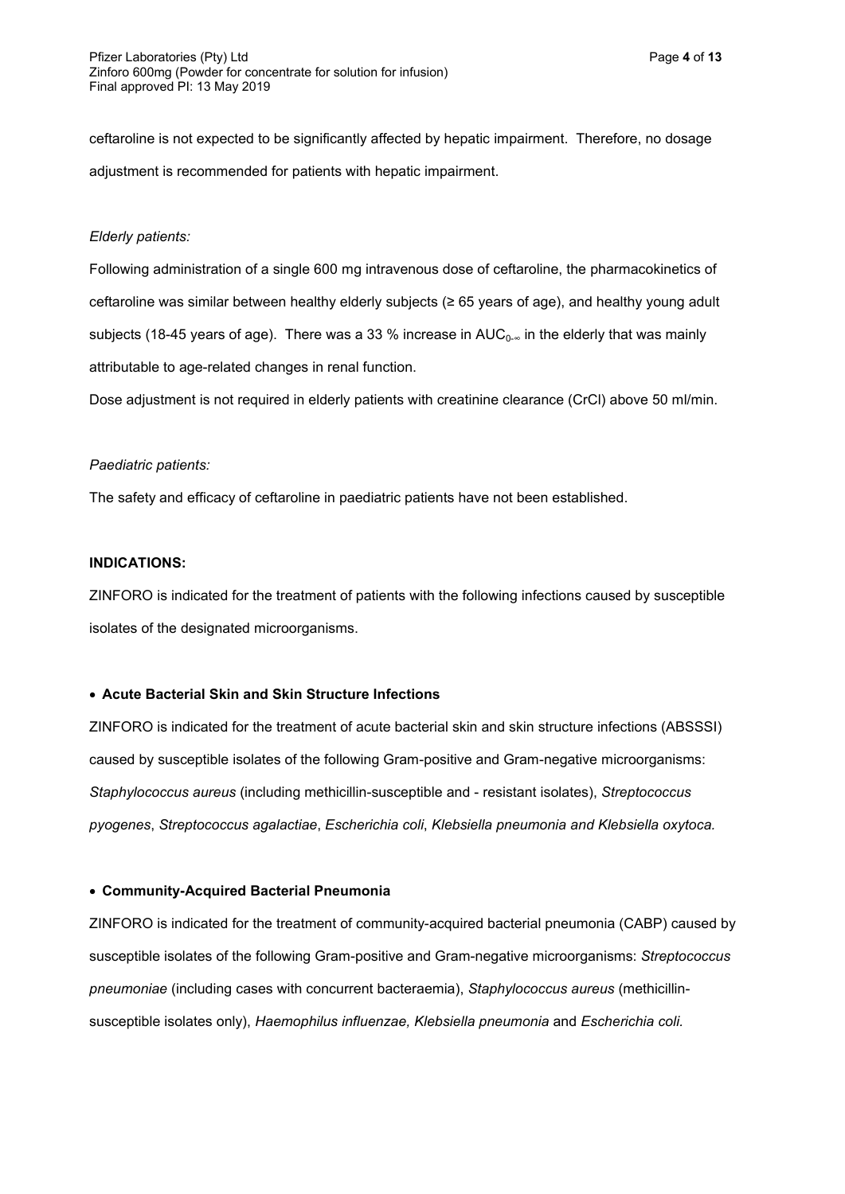ceftaroline is not expected to be significantly affected by hepatic impairment. Therefore, no dosage adjustment is recommended for patients with hepatic impairment.

*Elderly patients:*

Following administration of a single 600 mg intravenous dose of ceftaroline, the pharmacokinetics of ceftaroline was similar between healthy elderly subjects (≥ 65 years of age), and healthy young adult subjects (18-45 years of age). There was a 33 % increase in $AUC_{0-\infty}$ in the elderly that was mainly attributable to age-related changes in renal function.

Dose adjustment is not required in elderly patients with creatinine clearance (CrCl) above 50 ml/min.

*Paediatric patients:*

The safety and efficacy of ceftaroline in paediatric patients have not been established.

**INDICATIONS:**

ZINFORO is indicated for the treatment of patients with the following infections caused by susceptible isolates of the designated microorganisms.

- **Acute Bacterial Skin and Skin Structure Infections**

ZINFORO is indicated for the treatment of acute bacterial skin and skin structure infections (ABSSSI) caused by susceptible isolates of the following Gram-positive and Gram-negative microorganisms: *Staphylococcus aureus* (including methicillin-susceptible and - resistant isolates), *Streptococcus pyogenes*, *Streptococcus agalactiae*, *Escherichia coli*, *Klebsiella pneumonia and Klebsiella oxytoca.*

- **Community-Acquired Bacterial Pneumonia**

ZINFORO is indicated for the treatment of community-acquired bacterial pneumonia (CABP) caused by susceptible isolates of the following Gram-positive and Gram-negative microorganisms: *Streptococcus pneumoniae* (including cases with concurrent bacteraemia), *Staphylococcus aureus* (methicillin-susceptible isolates only), *Haemophilus influenzae, Klebsiella pneumonia* and *Escherichia coli.*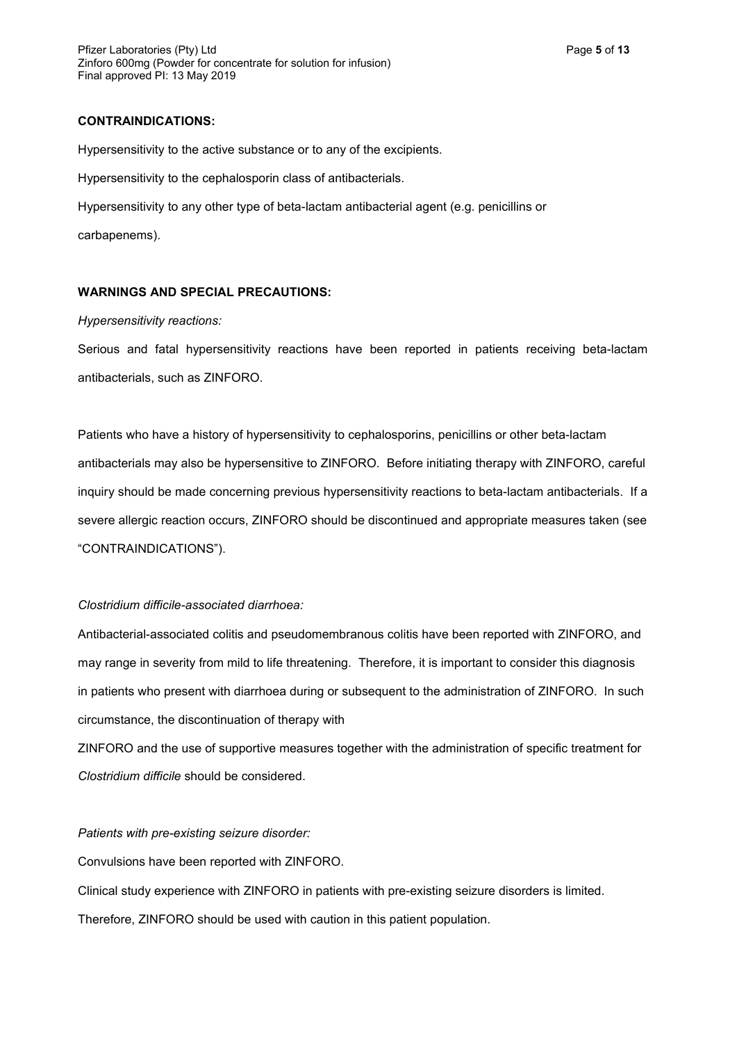**CONTRAINDICATIONS:**

Hypersensitivity to the active substance or to any of the excipients.

Hypersensitivity to the cephalosporin class of antibacterials.

Hypersensitivity to any other type of beta-lactam antibacterial agent (e.g. penicillins or carbapenems).

**WARNINGS AND SPECIAL PRECAUTIONS:**

*Hypersensitivity reactions:*

Serious and fatal hypersensitivity reactions have been reported in patients receiving beta-lactam antibacterials, such as ZINFORO.

Patients who have a history of hypersensitivity to cephalosporins, penicillins or other beta-lactam antibacterials may also be hypersensitive to ZINFORO. Before initiating therapy with ZINFORO, careful inquiry should be made concerning previous hypersensitivity reactions to beta-lactam antibacterials. If a severe allergic reaction occurs, ZINFORO should be discontinued and appropriate measures taken (see "CONTRAINDICATIONS").

*Clostridium difficile-associated diarrhoea:*

Antibacterial-associated colitis and pseudomembranous colitis have been reported with ZINFORO, and may range in severity from mild to life threatening. Therefore, it is important to consider this diagnosis in patients who present with diarrhoea during or subsequent to the administration of ZINFORO. In such circumstance, the discontinuation of therapy with ZINFORO and the use of supportive measures together with the administration of specific treatment for *Clostridium difficile* should be considered.

*Patients with pre-existing seizure disorder:*

Convulsions have been reported with ZINFORO.

Clinical study experience with ZINFORO in patients with pre-existing seizure disorders is limited. Therefore, ZINFORO should be used with caution in this patient population.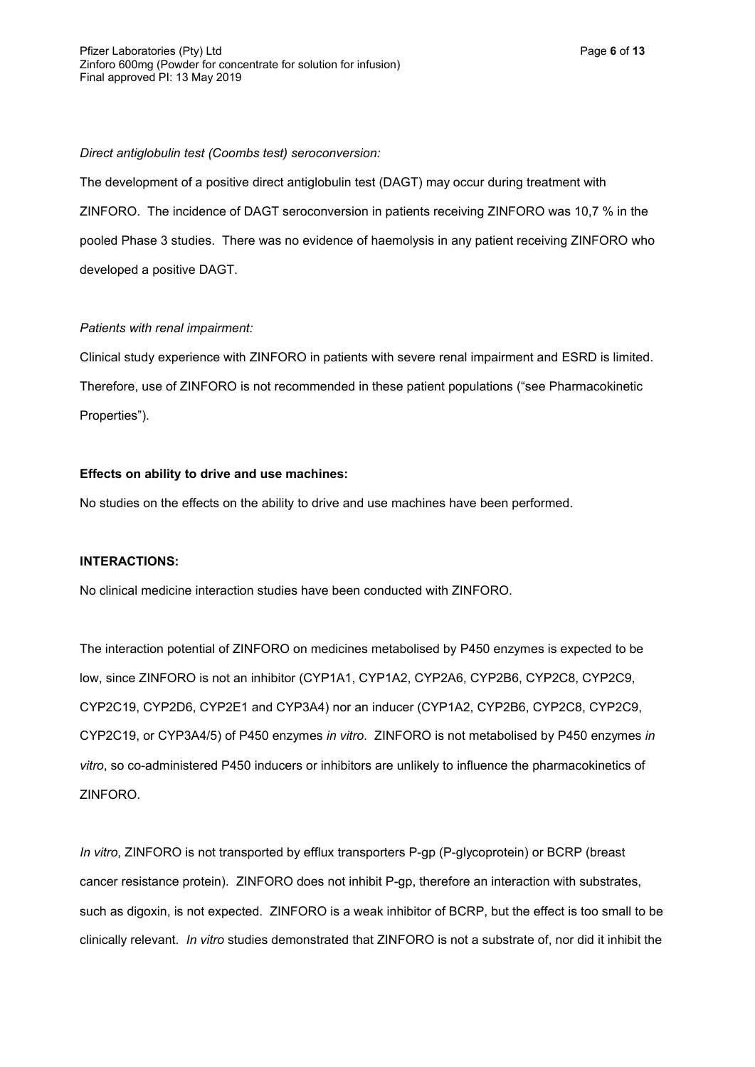*Direct antiglobulin test (Coombs test) seroconversion:*

The development of a positive direct antiglobulin test (DAGT) may occur during treatment with ZINFORO. The incidence of DAGT seroconversion in patients receiving ZINFORO was 10,7 % in the pooled Phase 3 studies. There was no evidence of haemolysis in any patient receiving ZINFORO who developed a positive DAGT.

*Patients with renal impairment:*

Clinical study experience with ZINFORO in patients with severe renal impairment and ESRD is limited. Therefore, use of ZINFORO is not recommended in these patient populations ("see Pharmacokinetic Properties").

**Effects on ability to drive and use machines:**

No studies on the effects on the ability to drive and use machines have been performed.

**INTERACTIONS:**

No clinical medicine interaction studies have been conducted with ZINFORO.

The interaction potential of ZINFORO on medicines metabolised by P450 enzymes is expected to be low, since ZINFORO is not an inhibitor (CYP1A1, CYP1A2, CYP2A6, CYP2B6, CYP2C8, CYP2C9, CYP2C19, CYP2D6, CYP2E1 and CYP3A4) nor an inducer (CYP1A2, CYP2B6, CYP2C8, CYP2C9, CYP2C19, or CYP3A4/5) of P450 enzymes *in vitro*. ZINFORO is not metabolised by P450 enzymes *in vitro*, so co-administered P450 inducers or inhibitors are unlikely to influence the pharmacokinetics of ZINFORO.

*In vitro*, ZINFORO is not transported by efflux transporters P-gp (P-glycoprotein) or BCRP (breast cancer resistance protein). ZINFORO does not inhibit P-gp, therefore an interaction with substrates, such as digoxin, is not expected. ZINFORO is a weak inhibitor of BCRP, but the effect is too small to be clinically relevant. *In vitro* studies demonstrated that ZINFORO is not a substrate of, nor did it inhibit the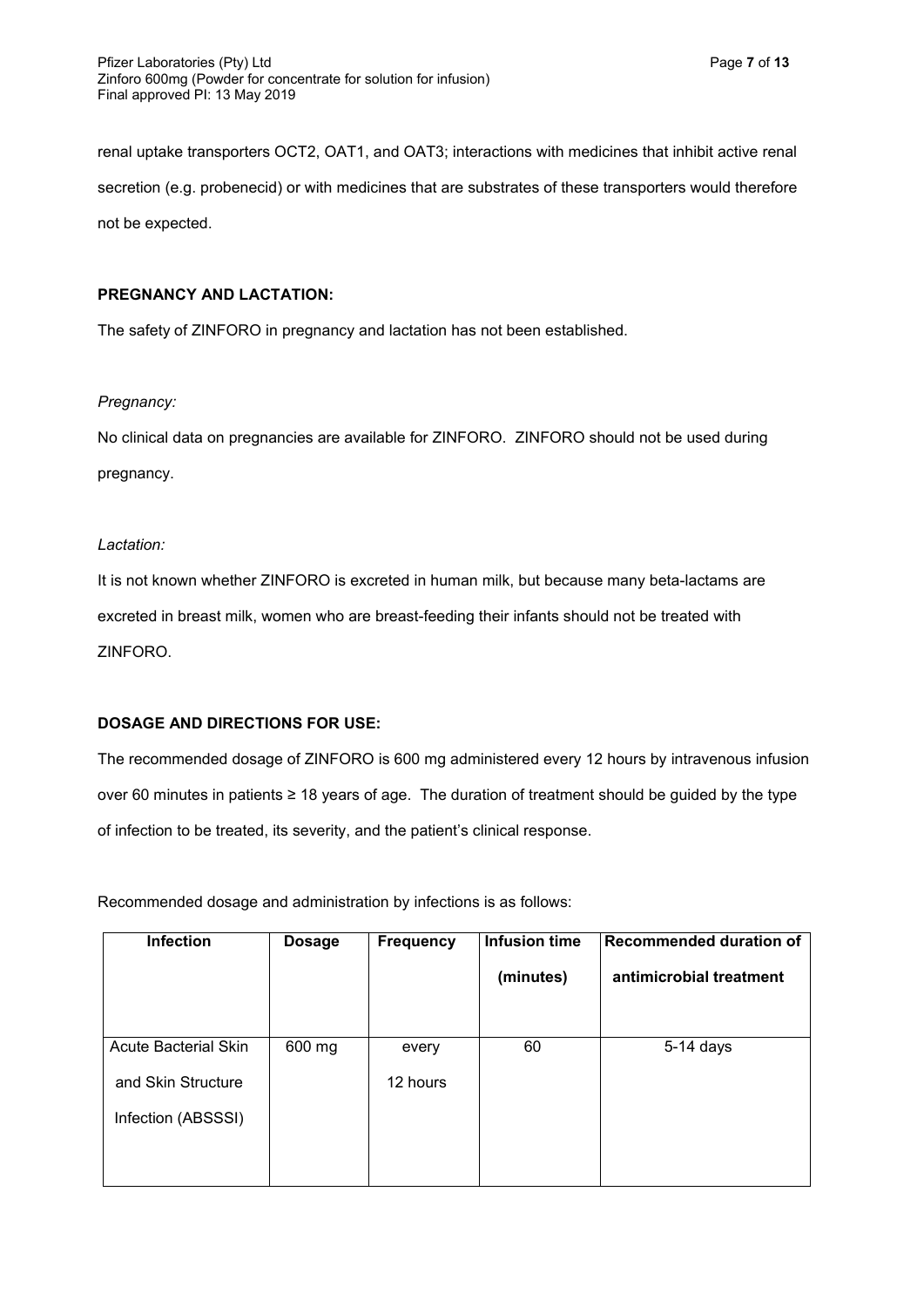renal uptake transporters OCT2, OAT1, and OAT3; interactions with medicines that inhibit active renal secretion (e.g. probenecid) or with medicines that are substrates of these transporters would therefore not be expected.

**PREGNANCY AND LACTATION:**

The safety of ZINFORO in pregnancy and lactation has not been established.

*Pregnancy:*

No clinical data on pregnancies are available for ZINFORO. ZINFORO should not be used during pregnancy.

*Lactation:*

It is not known whether ZINFORO is excreted in human milk, but because many beta-lactams are excreted in breast milk, women who are breast-feeding their infants should not be treated with ZINFORO.

**DOSAGE AND DIRECTIONS FOR USE:**

The recommended dosage of ZINFORO is 600 mg administered every 12 hours by intravenous infusion over 60 minutes in patients ≥ 18 years of age. The duration of treatment should be guided by the type of infection to be treated, its severity, and the patient's clinical response.

Recommended dosage and administration by infections is as follows:

| Infection | Dosage | Frequency | Infusion time (minutes) | Recommended duration of antimicrobial treatment |
|---|---|---|---|---|
| Acute Bacterial Skin and Skin Structure Infection (ABSSSI) | 600 mg | every 12 hours | 60 | 5-14 days |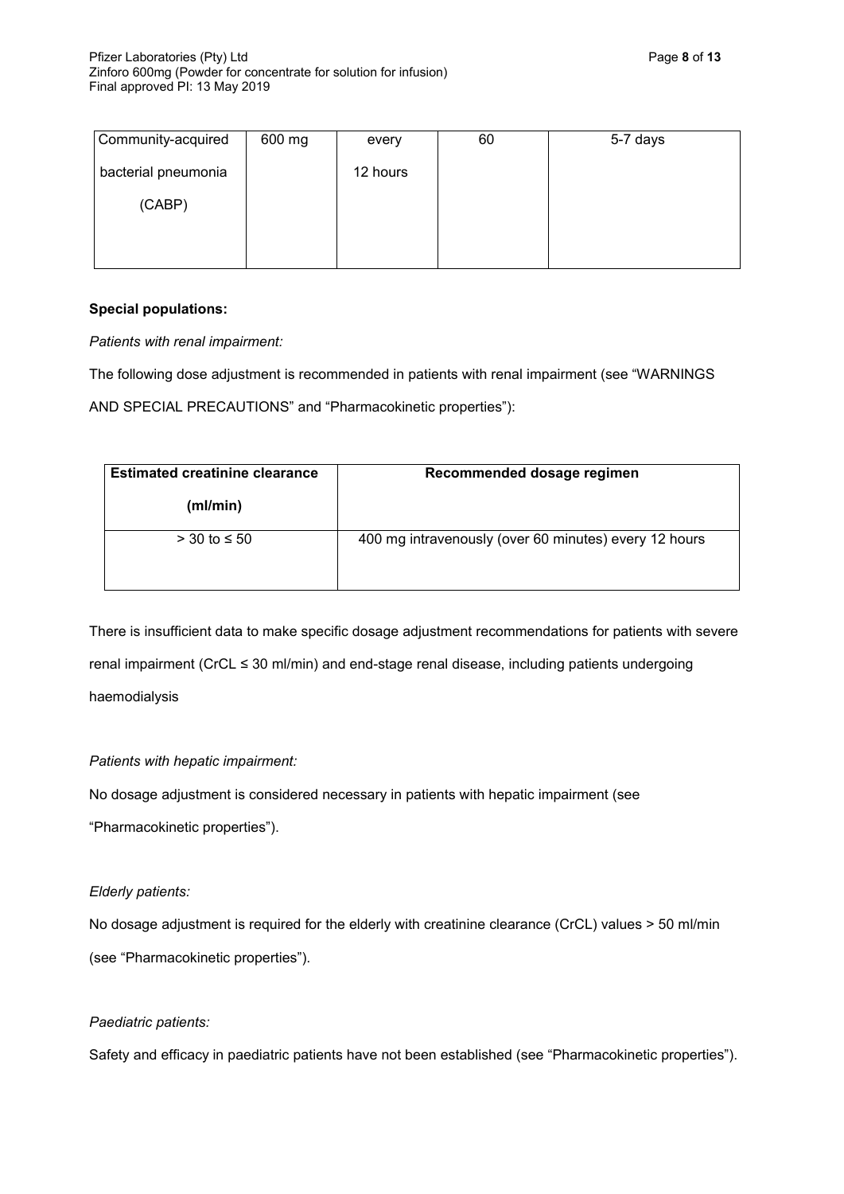| Community-acquired bacterial pneumonia (CABP) | 600 mg | every 12 hours | 60 | 5-7 days |
|---|---|---|---|---|

**Special populations:**

*Patients with renal impairment:*

The following dose adjustment is recommended in patients with renal impairment (see "WARNINGS AND SPECIAL PRECAUTIONS" and "Pharmacokinetic properties"):

| Estimated creatinine clearance (ml/min) | Recommended dosage regimen |
|---|---|
| > 30 to ≤ 50 | 400 mg intravenously (over 60 minutes) every 12 hours |

There is insufficient data to make specific dosage adjustment recommendations for patients with severe renal impairment (CrCL ≤ 30 ml/min) and end-stage renal disease, including patients undergoing haemodialysis

*Patients with hepatic impairment:*

No dosage adjustment is considered necessary in patients with hepatic impairment (see "Pharmacokinetic properties").

*Elderly patients:*

No dosage adjustment is required for the elderly with creatinine clearance (CrCL) values > 50 ml/min (see "Pharmacokinetic properties").

*Paediatric patients:*

Safety and efficacy in paediatric patients have not been established (see "Pharmacokinetic properties").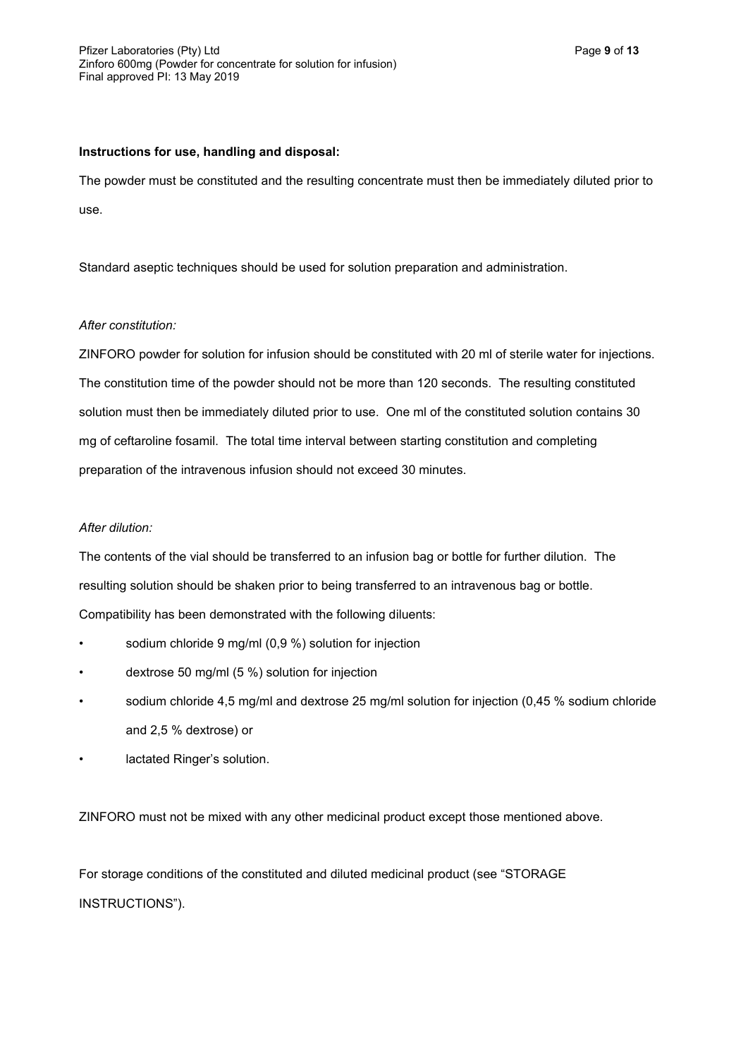**Instructions for use, handling and disposal:**

The powder must be constituted and the resulting concentrate must then be immediately diluted prior to use.

Standard aseptic techniques should be used for solution preparation and administration.

*After constitution:*

ZINFORO powder for solution for infusion should be constituted with 20 ml of sterile water for injections. The constitution time of the powder should not be more than 120 seconds. The resulting constituted solution must then be immediately diluted prior to use. One ml of the constituted solution contains 30 mg of ceftaroline fosamil. The total time interval between starting constitution and completing preparation of the intravenous infusion should not exceed 30 minutes.

*After dilution:*

The contents of the vial should be transferred to an infusion bag or bottle for further dilution. The resulting solution should be shaken prior to being transferred to an intravenous bag or bottle. Compatibility has been demonstrated with the following diluents:

- sodium chloride 9 mg/ml (0,9 %) solution for injection
- dextrose 50 mg/ml (5 %) solution for injection
- sodium chloride 4,5 mg/ml and dextrose 25 mg/ml solution for injection (0,45 % sodium chloride and 2,5 % dextrose) or
- lactated Ringer's solution.

ZINFORO must not be mixed with any other medicinal product except those mentioned above.

For storage conditions of the constituted and diluted medicinal product (see "STORAGE INSTRUCTIONS").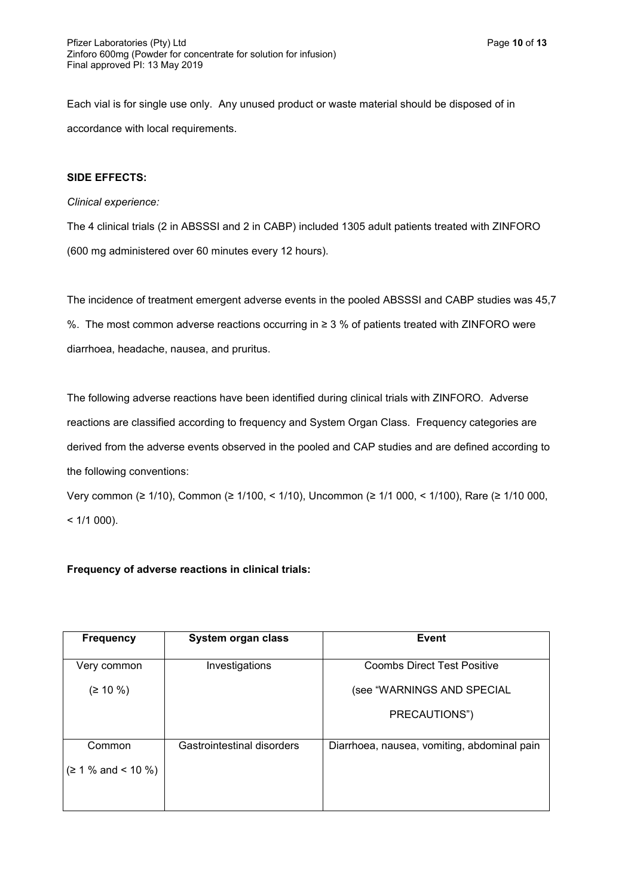Each vial is for single use only. Any unused product or waste material should be disposed of in accordance with local requirements.

**SIDE EFFECTS:**

*Clinical experience:*

The 4 clinical trials (2 in ABSSSI and 2 in CABP) included 1305 adult patients treated with ZINFORO (600 mg administered over 60 minutes every 12 hours).

The incidence of treatment emergent adverse events in the pooled ABSSSI and CABP studies was 45,7 %. The most common adverse reactions occurring in ≥ 3 % of patients treated with ZINFORO were diarrhoea, headache, nausea, and pruritus.

The following adverse reactions have been identified during clinical trials with ZINFORO. Adverse reactions are classified according to frequency and System Organ Class. Frequency categories are derived from the adverse events observed in the pooled and CAP studies and are defined according to the following conventions:

Very common (≥ 1/10), Common (≥ 1/100, < 1/10), Uncommon (≥ 1/1 000, < 1/100), Rare (≥ 1/10 000, < 1/1 000).

**Frequency of adverse reactions in clinical trials:**

| Frequency | System organ class | Event |
|---|---|---|
| Very common (≥ 10 %) | Investigations | Coombs Direct Test Positive (see "WARNINGS AND SPECIAL PRECAUTIONS") |
| Common (≥ 1 % and < 10 %) | Gastrointestinal disorders | Diarrhoea, nausea, vomiting, abdominal pain |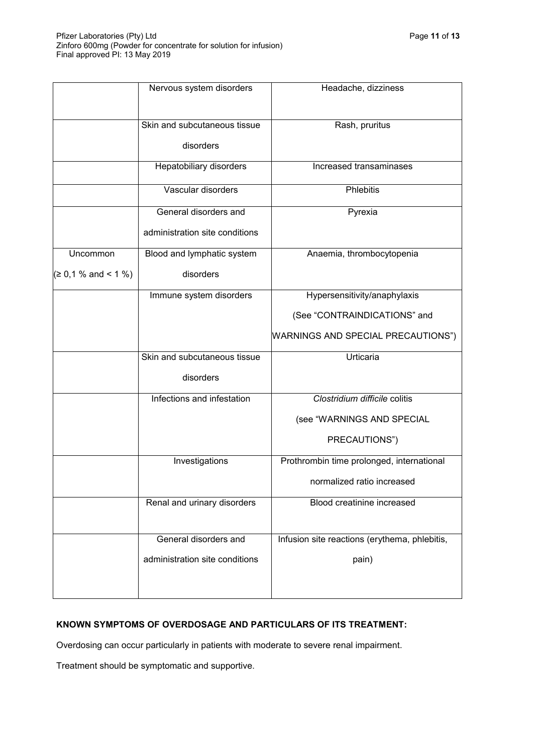| | | |
|---|---|---|
| | Nervous system disorders | Headache, dizziness |
| | Skin and subcutaneous tissue disorders | Rash, pruritus |
| | Hepatobiliary disorders | Increased transaminases |
| | Vascular disorders | Phlebitis |
| | General disorders and administration site conditions | Pyrexia |
| Uncommon (≥ 0,1 % and < 1 %) | Blood and lymphatic system disorders | Anaemia, thrombocytopenia |
| | Immune system disorders | Hypersensitivity/anaphylaxis (See "CONTRAINDICATIONS" and WARNINGS AND SPECIAL PRECAUTIONS") |
| | Skin and subcutaneous tissue disorders | Urticaria |
| | Infections and infestation | *Clostridium difficile* colitis (see "WARNINGS AND SPECIAL PRECAUTIONS") |
| | Investigations | Prothrombin time prolonged, international normalized ratio increased |
| | Renal and urinary disorders | Blood creatinine increased |
| | General disorders and administration site conditions | Infusion site reactions (erythema, phlebitis, pain) |

**KNOWN SYMPTOMS OF OVERDOSAGE AND PARTICULARS OF ITS TREATMENT:**

Overdosing can occur particularly in patients with moderate to severe renal impairment.

Treatment should be symptomatic and supportive.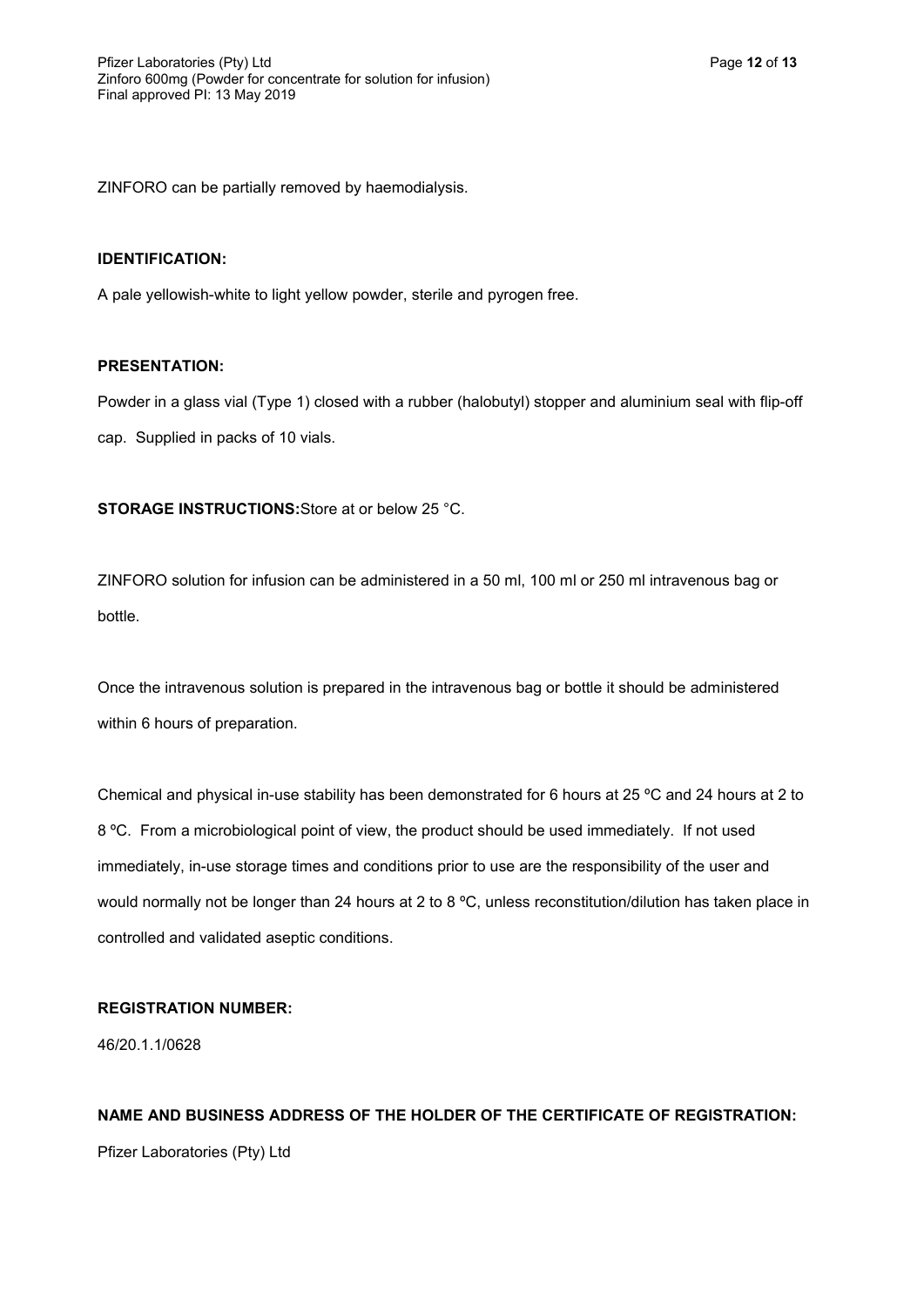ZINFORO can be partially removed by haemodialysis.

**IDENTIFICATION:**

A pale yellowish-white to light yellow powder, sterile and pyrogen free.

**PRESENTATION:**

Powder in a glass vial (Type 1) closed with a rubber (halobutyl) stopper and aluminium seal with flip-off cap. Supplied in packs of 10 vials.

**STORAGE INSTRUCTIONS:** Store at or below 25 °C.

ZINFORO solution for infusion can be administered in a 50 ml, 100 ml or 250 ml intravenous bag or bottle.

Once the intravenous solution is prepared in the intravenous bag or bottle it should be administered within 6 hours of preparation.

Chemical and physical in-use stability has been demonstrated for 6 hours at 25 ºC and 24 hours at 2 to 8 ºC. From a microbiological point of view, the product should be used immediately. If not used immediately, in-use storage times and conditions prior to use are the responsibility of the user and would normally not be longer than 24 hours at 2 to 8 ºC, unless reconstitution/dilution has taken place in controlled and validated aseptic conditions.

**REGISTRATION NUMBER:**

46/20.1.1/0628

**NAME AND BUSINESS ADDRESS OF THE HOLDER OF THE CERTIFICATE OF REGISTRATION:**

Pfizer Laboratories (Pty) Ltd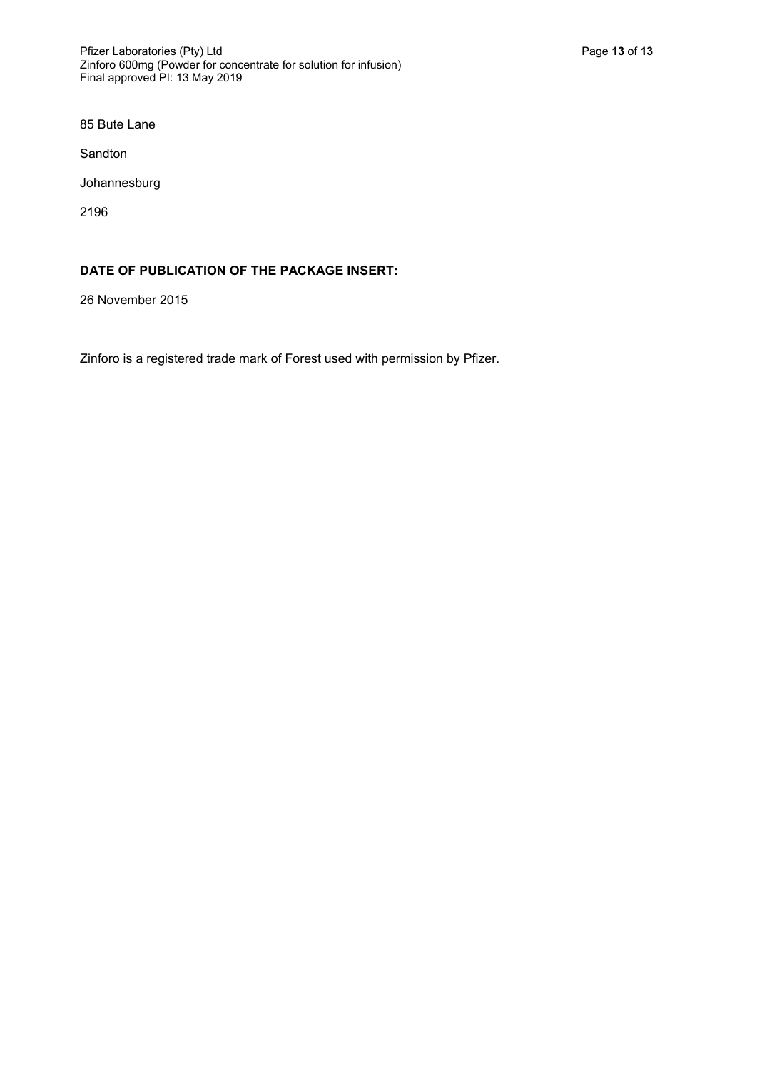85 Bute Lane

Sandton

Johannesburg

2196

**DATE OF PUBLICATION OF THE PACKAGE INSERT:**

26 November 2015

Zinforo is a registered trade mark of Forest used with permission by Pfizer.